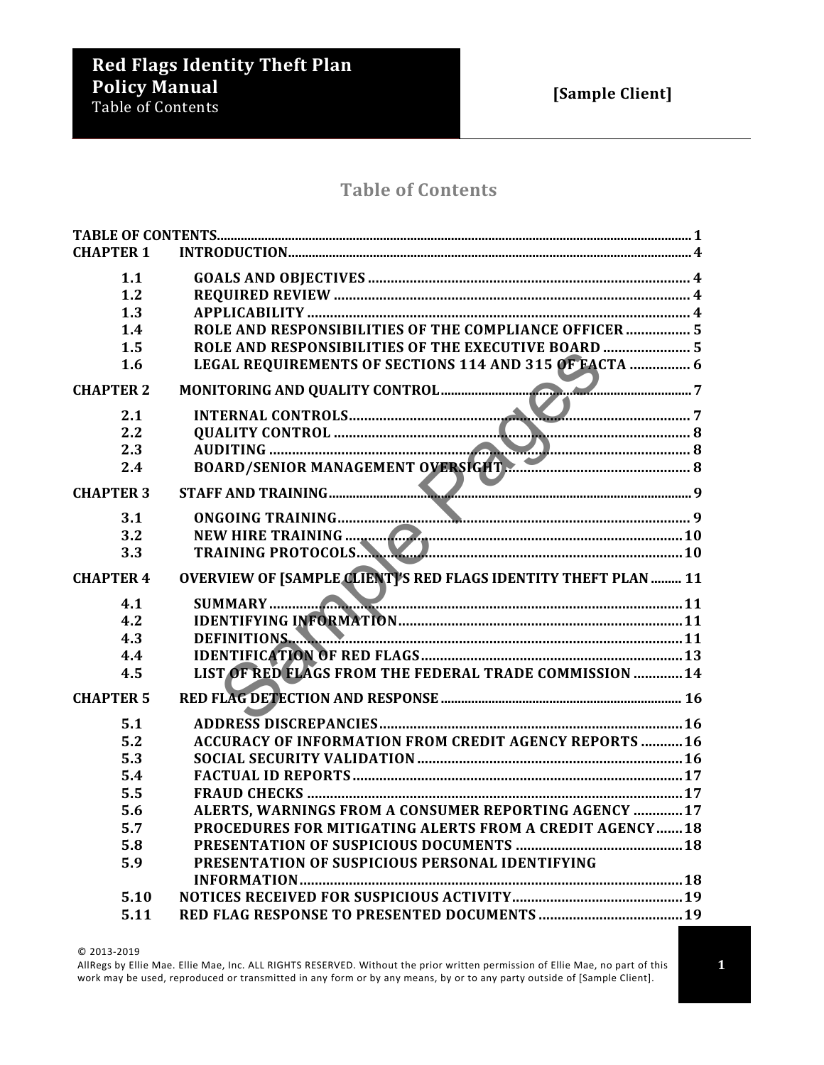# Table of Contents

| | | |
|---|---|---|
| **TABLE OF CONTENTS** | | 1 |
| **CHAPTER 1** | **INTRODUCTION** | 4 |
| 1.1 | GOALS AND OBJECTIVES | 4 |
| 1.2 | REQUIRED REVIEW | 4 |
| 1.3 | APPLICABILITY | 4 |
| 1.4 | ROLE AND RESPONSIBILITIES OF THE COMPLIANCE OFFICER | 5 |
| 1.5 | ROLE AND RESPONSIBILITIES OF THE EXECUTIVE BOARD | 5 |
| 1.6 | LEGAL REQUIREMENTS OF SECTIONS 114 AND 315 OF FACTA | 6 |
| **CHAPTER 2** | **MONITORING AND QUALITY CONTROL** | 7 |
| 2.1 | INTERNAL CONTROLS | 7 |
| 2.2 | QUALITY CONTROL | 8 |
| 2.3 | AUDITING | 8 |
| 2.4 | BOARD/SENIOR MANAGEMENT OVERSIGHT | 8 |
| **CHAPTER 3** | **STAFF AND TRAINING** | 9 |
| 3.1 | ONGOING TRAINING | 9 |
| 3.2 | NEW HIRE TRAINING | 10 |
| 3.3 | TRAINING PROTOCOLS | 10 |
| **CHAPTER 4** | **OVERVIEW OF [SAMPLE CLIENT]'S RED FLAGS IDENTITY THEFT PLAN** | 11 |
| 4.1 | SUMMARY | 11 |
| 4.2 | IDENTIFYING INFORMATION | 11 |
| 4.3 | DEFINITIONS | 11 |
| 4.4 | IDENTIFICATION OF RED FLAGS | 13 |
| 4.5 | LIST OF RED FLAGS FROM THE FEDERAL TRADE COMMISSION | 14 |
| **CHAPTER 5** | **RED FLAG DETECTION AND RESPONSE** | 16 |
| 5.1 | ADDRESS DISCREPANCIES | 16 |
| 5.2 | ACCURACY OF INFORMATION FROM CREDIT AGENCY REPORTS | 16 |
| 5.3 | SOCIAL SECURITY VALIDATION | 16 |
| 5.4 | FACTUAL ID REPORTS | 17 |
| 5.5 | FRAUD CHECKS | 17 |
| 5.6 | ALERTS, WARNINGS FROM A CONSUMER REPORTING AGENCY | 17 |
| 5.7 | PROCEDURES FOR MITIGATING ALERTS FROM A CREDIT AGENCY | 18 |
| 5.8 | PRESENTATION OF SUSPICIOUS DOCUMENTS | 18 |
| 5.9 | PRESENTATION OF SUSPICIOUS PERSONAL IDENTIFYING INFORMATION | 18 |
| 5.10 | NOTICES RECEIVED FOR SUSPICIOUS ACTIVITY | 19 |
| 5.11 | RED FLAG RESPONSE TO PRESENTED DOCUMENTS | 19 |

© 2013-2019
AllRegs by Ellie Mae. Ellie Mae, Inc. ALL RIGHTS RESERVED. Without the prior written permission of Ellie Mae, no part of this work may be used, reproduced or transmitted in any form or by any means, by or to any party outside of [Sample Client].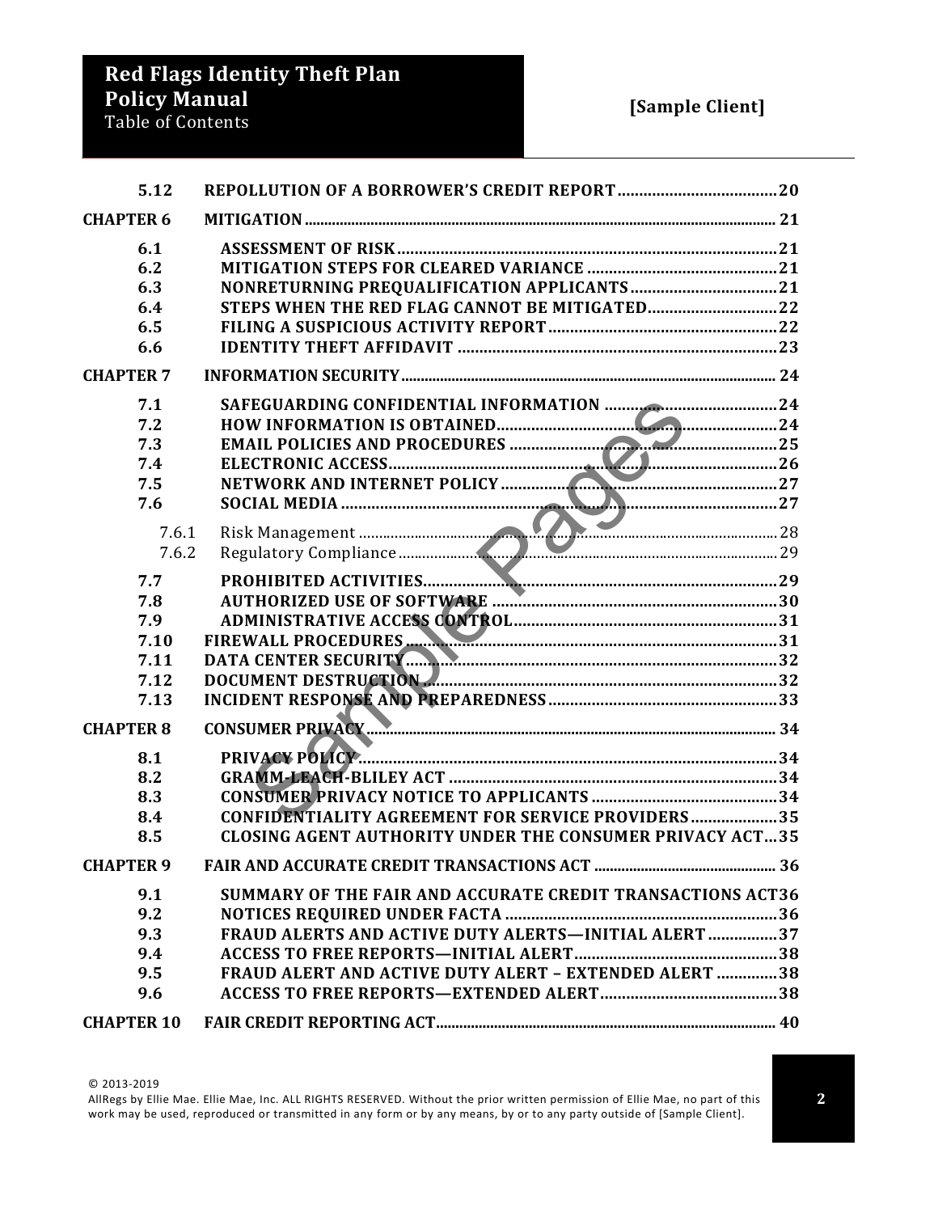| | | |
|---|---|---|
| **5.12** | **REPOLLUTION OF A BORROWER'S CREDIT REPORT** | **20** |
| **CHAPTER 6** | **MITIGATION** | **21** |
| **6.1** | **ASSESSMENT OF RISK** | **21** |
| **6.2** | **MITIGATION STEPS FOR CLEARED VARIANCE** | **21** |
| **6.3** | **NONRETURNING PREQUALIFICATION APPLICANTS** | **21** |
| **6.4** | **STEPS WHEN THE RED FLAG CANNOT BE MITIGATED** | **22** |
| **6.5** | **FILING A SUSPICIOUS ACTIVITY REPORT** | **22** |
| **6.6** | **IDENTITY THEFT AFFIDAVIT** | **23** |
| **CHAPTER 7** | **INFORMATION SECURITY** | **24** |
| **7.1** | **SAFEGUARDING CONFIDENTIAL INFORMATION** | **24** |
| **7.2** | **HOW INFORMATION IS OBTAINED** | **24** |
| **7.3** | **EMAIL POLICIES AND PROCEDURES** | **25** |
| **7.4** | **ELECTRONIC ACCESS** | **26** |
| **7.5** | **NETWORK AND INTERNET POLICY** | **27** |
| **7.6** | **SOCIAL MEDIA** | **27** |
| 7.6.1 | Risk Management | 28 |
| 7.6.2 | Regulatory Compliance | 29 |
| **7.7** | **PROHIBITED ACTIVITIES** | **29** |
| **7.8** | **AUTHORIZED USE OF SOFTWARE** | **30** |
| **7.9** | **ADMINISTRATIVE ACCESS CONTROL** | **31** |
| **7.10** | **FIREWALL PROCEDURES** | **31** |
| **7.11** | **DATA CENTER SECURITY** | **32** |
| **7.12** | **DOCUMENT DESTRUCTION** | **32** |
| **7.13** | **INCIDENT RESPONSE AND PREPAREDNESS** | **33** |
| **CHAPTER 8** | **CONSUMER PRIVACY** | **34** |
| **8.1** | **PRIVACY POLICY** | **34** |
| **8.2** | **GRAMM-LEACH-BLILEY ACT** | **34** |
| **8.3** | **CONSUMER PRIVACY NOTICE TO APPLICANTS** | **34** |
| **8.4** | **CONFIDENTIALITY AGREEMENT FOR SERVICE PROVIDERS** | **35** |
| **8.5** | **CLOSING AGENT AUTHORITY UNDER THE CONSUMER PRIVACY ACT** | **35** |
| **CHAPTER 9** | **FAIR AND ACCURATE CREDIT TRANSACTIONS ACT** | **36** |
| **9.1** | **SUMMARY OF THE FAIR AND ACCURATE CREDIT TRANSACTIONS ACT** | **36** |
| **9.2** | **NOTICES REQUIRED UNDER FACTA** | **36** |
| **9.3** | **FRAUD ALERTS AND ACTIVE DUTY ALERTS—INITIAL ALERT** | **37** |
| **9.4** | **ACCESS TO FREE REPORTS—INITIAL ALERT** | **38** |
| **9.5** | **FRAUD ALERT AND ACTIVE DUTY ALERT – EXTENDED ALERT** | **38** |
| **9.6** | **ACCESS TO FREE REPORTS—EXTENDED ALERT** | **38** |
| **CHAPTER 10** | **FAIR CREDIT REPORTING ACT** | **40** |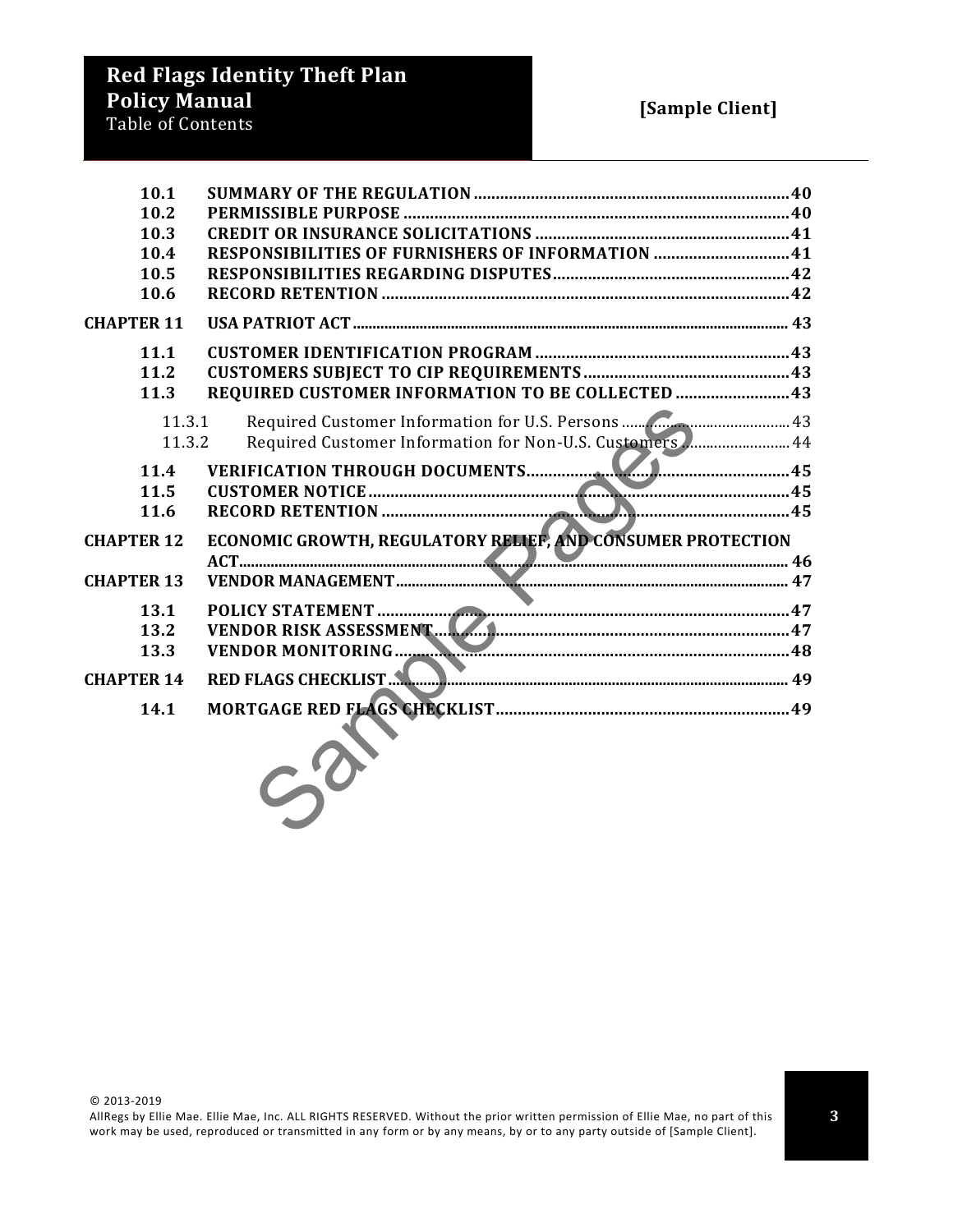| | | |
|---|---|---|
| **10.1** | **SUMMARY OF THE REGULATION** | **40** |
| **10.2** | **PERMISSIBLE PURPOSE** | **40** |
| **10.3** | **CREDIT OR INSURANCE SOLICITATIONS** | **41** |
| **10.4** | **RESPONSIBILITIES OF FURNISHERS OF INFORMATION** | **41** |
| **10.5** | **RESPONSIBILITIES REGARDING DISPUTES** | **42** |
| **10.6** | **RECORD RETENTION** | **42** |
| **CHAPTER 11** | **USA PATRIOT ACT** | **43** |
| **11.1** | **CUSTOMER IDENTIFICATION PROGRAM** | **43** |
| **11.2** | **CUSTOMERS SUBJECT TO CIP REQUIREMENTS** | **43** |
| **11.3** | **REQUIRED CUSTOMER INFORMATION TO BE COLLECTED** | **43** |
| 11.3.1 | Required Customer Information for U.S. Persons | 43 |
| 11.3.2 | Required Customer Information for Non-U.S. Customers | 44 |
| **11.4** | **VERIFICATION THROUGH DOCUMENTS** | **45** |
| **11.5** | **CUSTOMER NOTICE** | **45** |
| **11.6** | **RECORD RETENTION** | **45** |
| **CHAPTER 12** | **ECONOMIC GROWTH, REGULATORY RELIEF, AND CONSUMER PROTECTION ACT** | **46** |
| **CHAPTER 13** | **VENDOR MANAGEMENT** | **47** |
| **13.1** | **POLICY STATEMENT** | **47** |
| **13.2** | **VENDOR RISK ASSESSMENT** | **47** |
| **13.3** | **VENDOR MONITORING** | **48** |
| **CHAPTER 14** | **RED FLAGS CHECKLIST** | **49** |
| **14.1** | **MORTGAGE RED FLAGS CHECKLIST** | **49** |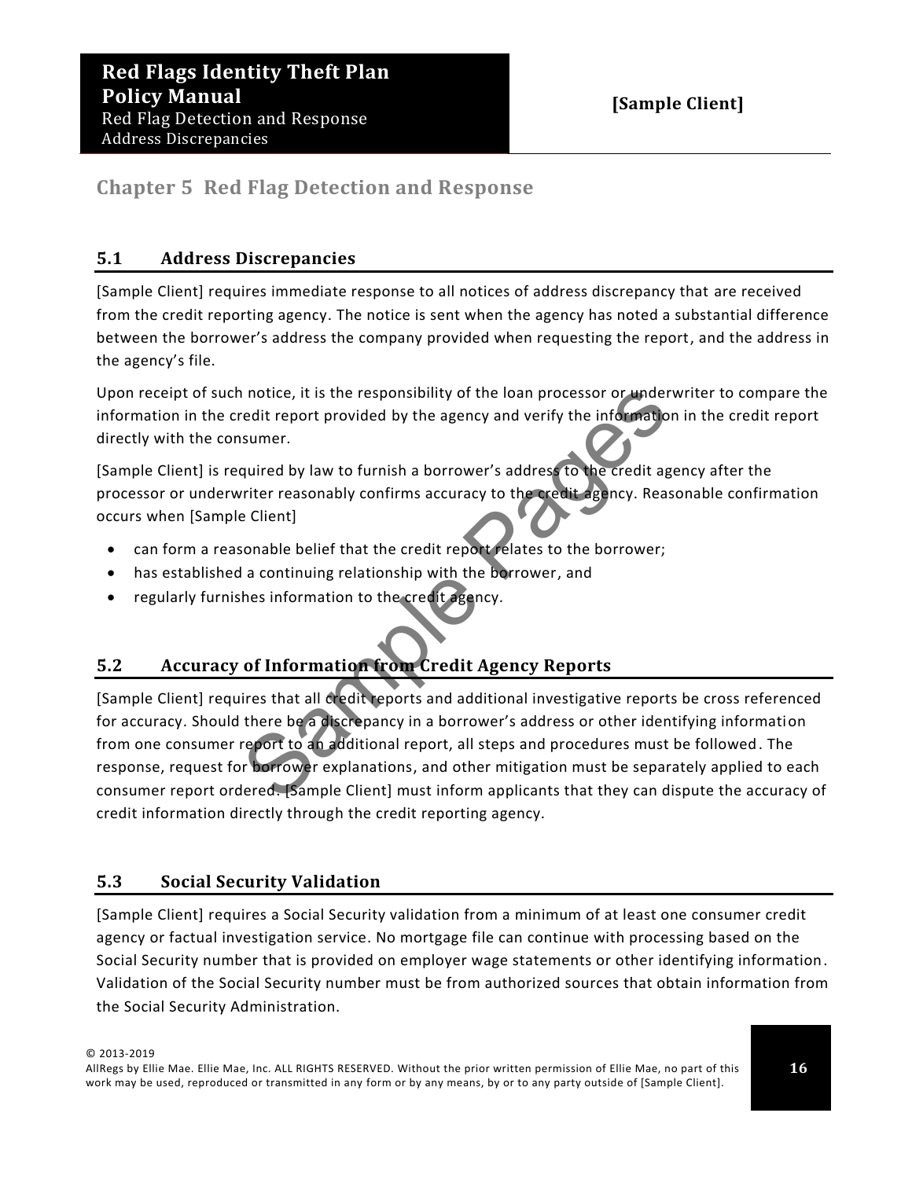# Chapter 5 Red Flag Detection and Response

## 5.1 Address Discrepancies

[Sample Client] requires immediate response to all notices of address discrepancy that are received from the credit reporting agency. The notice is sent when the agency has noted a substantial difference between the borrower's address the company provided when requesting the report, and the address in the agency's file.

Upon receipt of such notice, it is the responsibility of the loan processor or underwriter to compare the information in the credit report provided by the agency and verify the information in the credit report directly with the consumer.

[Sample Client] is required by law to furnish a borrower's address to the credit agency after the processor or underwriter reasonably confirms accuracy to the credit agency. Reasonable confirmation occurs when [Sample Client]

- can form a reasonable belief that the credit report relates to the borrower;
- has established a continuing relationship with the borrower, and
- regularly furnishes information to the credit agency.

## 5.2 Accuracy of Information from Credit Agency Reports

[Sample Client] requires that all credit reports and additional investigative reports be cross referenced for accuracy. Should there be a discrepancy in a borrower's address or other identifying information from one consumer report to an additional report, all steps and procedures must be followed. The response, request for borrower explanations, and other mitigation must be separately applied to each consumer report ordered. [Sample Client] must inform applicants that they can dispute the accuracy of credit information directly through the credit reporting agency.

## 5.3 Social Security Validation

[Sample Client] requires a Social Security validation from a minimum of at least one consumer credit agency or factual investigation service. No mortgage file can continue with processing based on the Social Security number that is provided on employer wage statements or other identifying information. Validation of the Social Security number must be from authorized sources that obtain information from the Social Security Administration.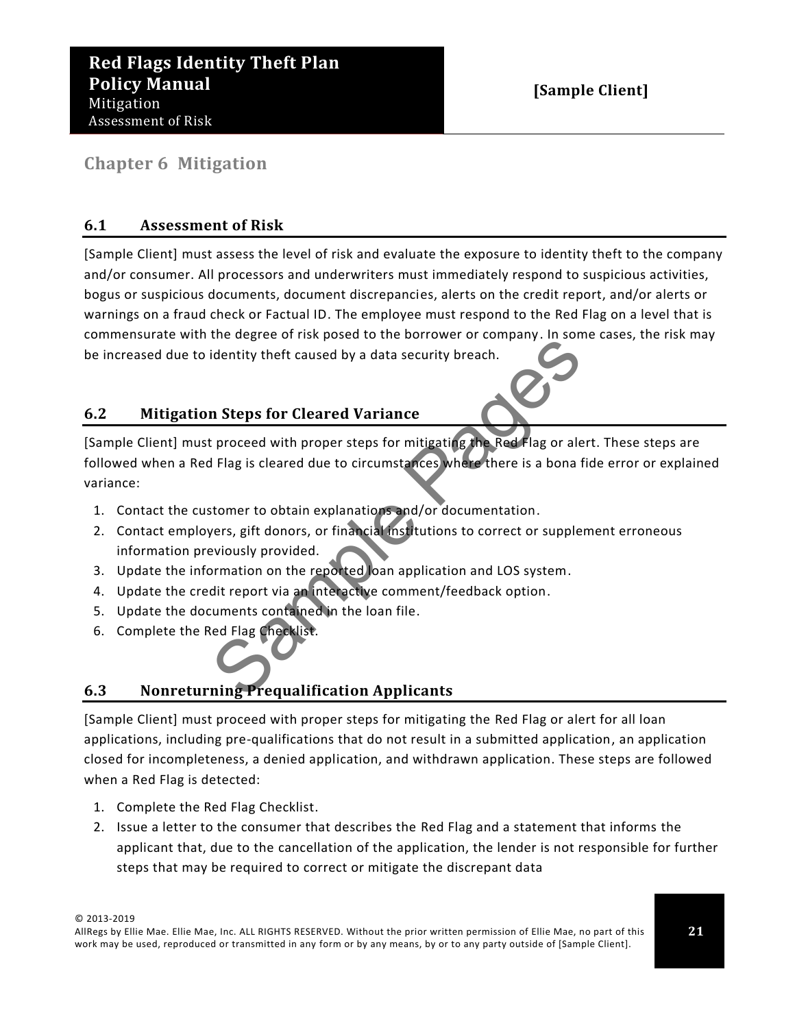## Chapter 6 Mitigation

### 6.1 Assessment of Risk

[Sample Client] must assess the level of risk and evaluate the exposure to identity theft to the company and/or consumer. All processors and underwriters must immediately respond to suspicious activities, bogus or suspicious documents, document discrepancies, alerts on the credit report, and/or alerts or warnings on a fraud check or Factual ID. The employee must respond to the Red Flag on a level that is commensurate with the degree of risk posed to the borrower or company. In some cases, the risk may be increased due to identity theft caused by a data security breach.

### 6.2 Mitigation Steps for Cleared Variance

[Sample Client] must proceed with proper steps for mitigating the Red Flag or alert. These steps are followed when a Red Flag is cleared due to circumstances where there is a bona fide error or explained variance:

1. Contact the customer to obtain explanations and/or documentation.
2. Contact employers, gift donors, or financial institutions to correct or supplement erroneous information previously provided.
3. Update the information on the reported loan application and LOS system.
4. Update the credit report via an interactive comment/feedback option.
5. Update the documents contained in the loan file.
6. Complete the Red Flag Checklist.

### 6.3 Nonreturning Prequalification Applicants

[Sample Client] must proceed with proper steps for mitigating the Red Flag or alert for all loan applications, including pre-qualifications that do not result in a submitted application, an application closed for incompleteness, a denied application, and withdrawn application. These steps are followed when a Red Flag is detected:

1. Complete the Red Flag Checklist.
2. Issue a letter to the consumer that describes the Red Flag and a statement that informs the applicant that, due to the cancellation of the application, the lender is not responsible for further steps that may be required to correct or mitigate the discrepant data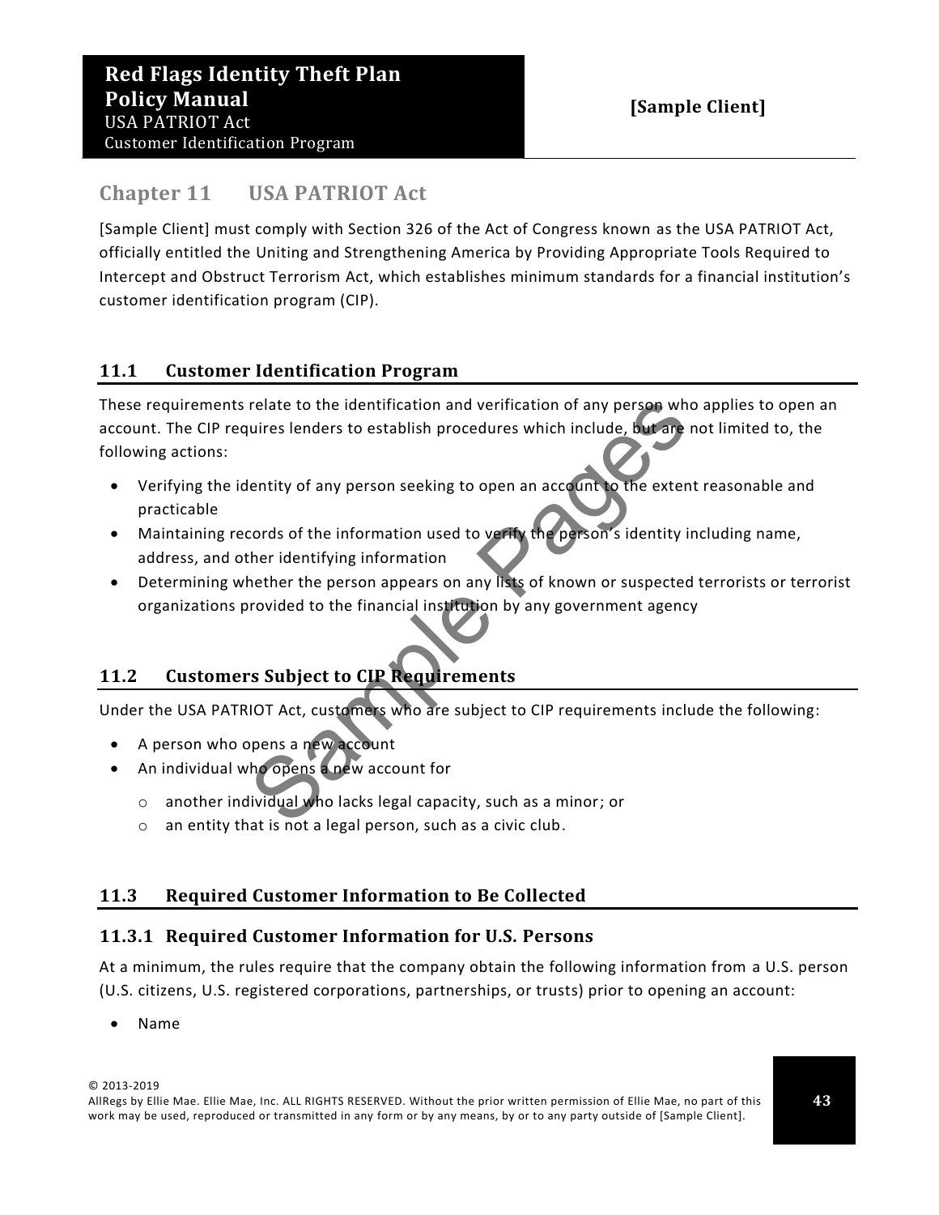# Chapter 11 USA PATRIOT Act

[Sample Client] must comply with Section 326 of the Act of Congress known as the USA PATRIOT Act, officially entitled the Uniting and Strengthening America by Providing Appropriate Tools Required to Intercept and Obstruct Terrorism Act, which establishes minimum standards for a financial institution's customer identification program (CIP).

## 11.1 Customer Identification Program

These requirements relate to the identification and verification of any person who applies to open an account. The CIP requires lenders to establish procedures which include, but are not limited to, the following actions:

- Verifying the identity of any person seeking to open an account to the extent reasonable and practicable
- Maintaining records of the information used to verify the person's identity including name, address, and other identifying information
- Determining whether the person appears on any lists of known or suspected terrorists or terrorist organizations provided to the financial institution by any government agency

## 11.2 Customers Subject to CIP Requirements

Under the USA PATRIOT Act, customers who are subject to CIP requirements include the following:

- A person who opens a new account
- An individual who opens a new account for
  - another individual who lacks legal capacity, such as a minor; or
  - an entity that is not a legal person, such as a civic club.

## 11.3 Required Customer Information to Be Collected

### 11.3.1 Required Customer Information for U.S. Persons

At a minimum, the rules require that the company obtain the following information from a U.S. person (U.S. citizens, U.S. registered corporations, partnerships, or trusts) prior to opening an account:

- Name